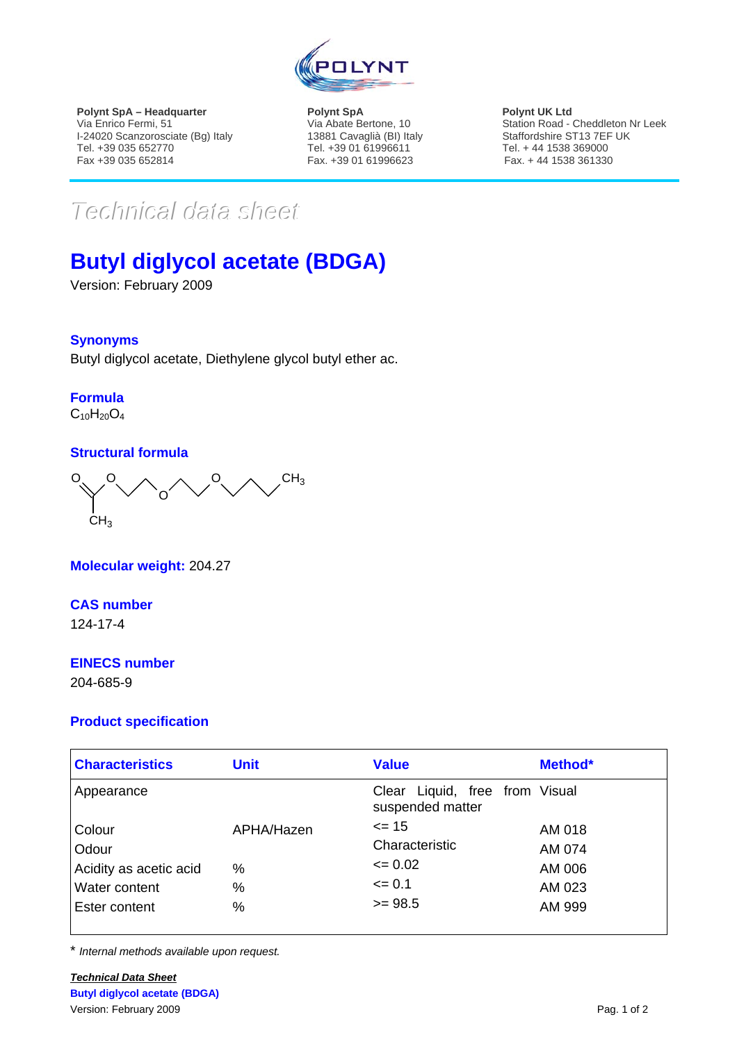**Polynt SpA – Headquarter**
Via Enrico Fermi, 51
I-24020 Scanzorosciate (Bg) Italy
Tel. +39 035 652770
Fax +39 035 652814

**Polynt SpA**
Via Abate Bertone, 10
13881 Cavaglià (BI) Italy
Tel. +39 01 61996611
Fax. +39 01 61996623

**Polynt UK Ltd**
Station Road - Cheddleton Nr Leek
Staffordshire ST13 7EF UK
Tel. + 44 1538 369000
Fax. + 44 1538 361330

*Technical data sheet*

# Butyl diglycol acetate (BDGA)

Version: February 2009

## Synonyms

Butyl diglycol acetate, Diethylene glycol butyl ether ac.

## Formula

$C_{10}H_{20}O_4$

## Structural formula

O O O O $CH_3$

$CH_3$

## Molecular weight: 204.27

## CAS number

124-17-4

## EINECS number

204-685-9

## Product specification

| Characteristics | Unit | Value | Method* |
|---|---|---|---|
| Appearance | | Clear Liquid, free from suspended matter | Visual |
| Colour | APHA/Hazen | <= 15 | AM 018 |
| Odour | | Characteristic | AM 074 |
| Acidity as acetic acid | % | <= 0.02 | AM 006 |
| Water content | % | <= 0.1 | AM 023 |
| Ester content | % | >= 98.5 | AM 999 |

* *Internal methods available upon request.*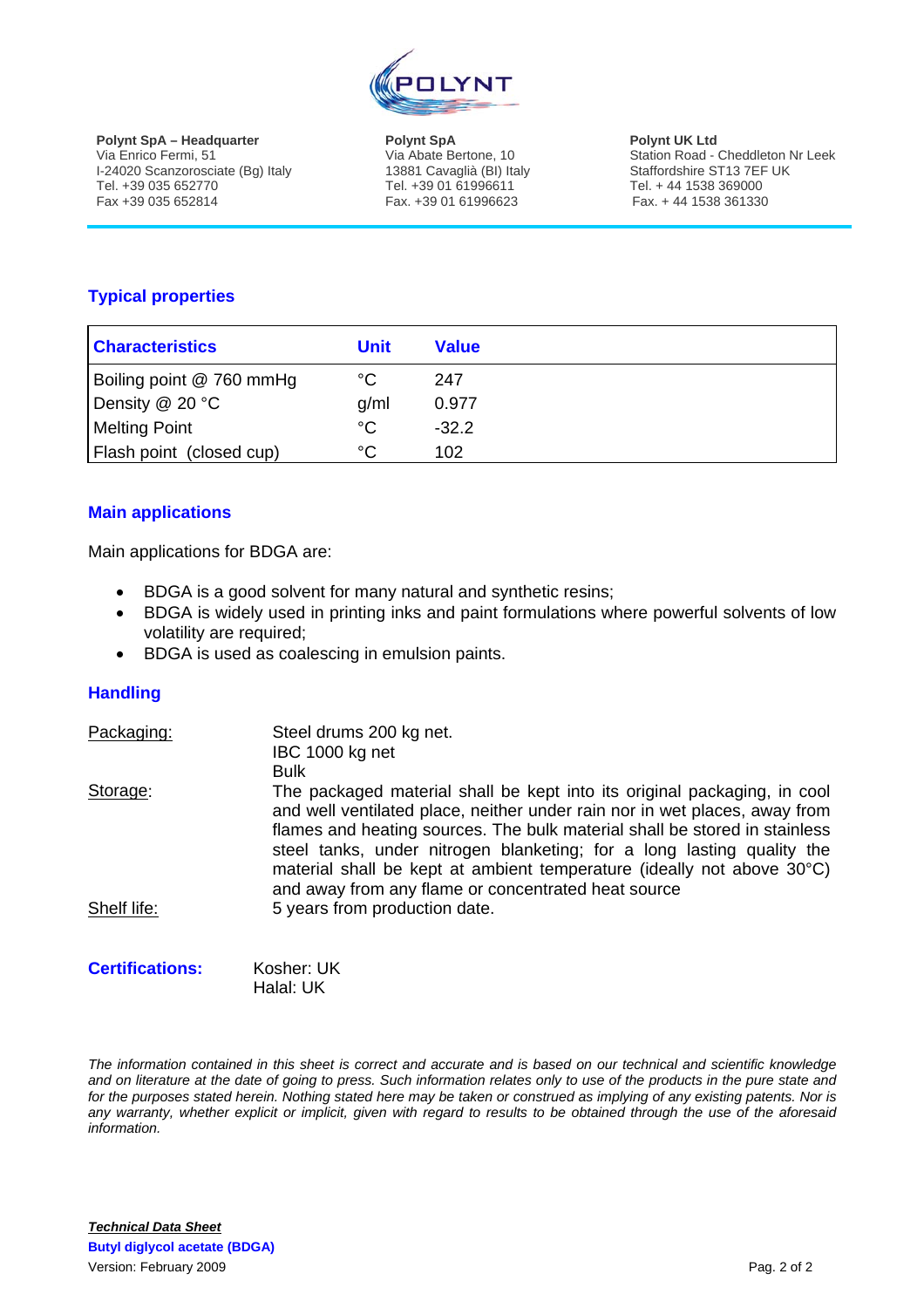Polynt SpA – Headquarter
Via Enrico Fermi, 51
I-24020 Scanzorosciate (Bg) Italy
Tel. +39 035 652770
Fax +39 035 652814

Polynt SpA
Via Abate Bertone, 10
13881 Cavaglià (BI) Italy
Tel. +39 01 61996611
Fax. +39 01 61996623

Polynt UK Ltd
Station Road - Cheddleton Nr Leek
Staffordshire ST13 7EF UK
Tel. + 44 1538 369000
Fax. + 44 1538 361330

## Typical properties

| Characteristics | Unit | Value |
|---|---|---|
| Boiling point @ 760 mmHg | °C | 247 |
| Density @ 20 °C | g/ml | 0.977 |
| Melting Point | °C | -32.2 |
| Flash point (closed cup) | °C | 102 |

## Main applications

Main applications for BDGA are:

- BDGA is a good solvent for many natural and synthetic resins;
- BDGA is widely used in printing inks and paint formulations where powerful solvents of low volatility are required;
- BDGA is used as coalescing in emulsion paints.

## Handling

Packaging: Steel drums 200 kg net.
IBC 1000 kg net
Bulk

Storage: The packaged material shall be kept into its original packaging, in cool and well ventilated place, neither under rain nor in wet places, away from flames and heating sources. The bulk material shall be stored in stainless steel tanks, under nitrogen blanketing; for a long lasting quality the material shall be kept at ambient temperature (ideally not above 30°C) and away from any flame or concentrated heat source

Shelf life: 5 years from production date.

## Certifications:

Kosher: UK
Halal: UK

*The information contained in this sheet is correct and accurate and is based on our technical and scientific knowledge and on literature at the date of going to press. Such information relates only to use of the products in the pure state and for the purposes stated herein. Nothing stated here may be taken or construed as implying of any existing patents. Nor is any warranty, whether explicit or implicit, given with regard to results to be obtained through the use of the aforesaid information.*

***Technical Data Sheet***
**Butyl diglycol acetate (BDGA)**
Version: February 2009